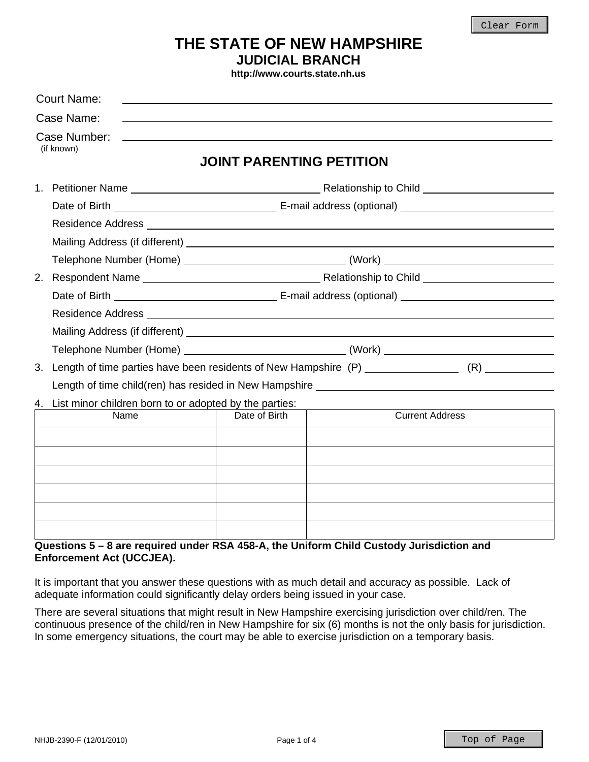# THE STATE OF NEW HAMPSHIRE
## JUDICIAL BRANCH
**http://www.courts.state.nh.us**

Court Name: \_\_\_\_\_\_\_\_\_\_\_\_\_\_\_\_\_\_\_\_\_\_\_\_\_\_\_\_\_\_\_\_\_\_\_\_\_\_\_\_

Case Name: \_\_\_\_\_\_\_\_\_\_\_\_\_\_\_\_\_\_\_\_\_\_\_\_\_\_\_\_\_\_\_\_\_\_\_\_\_\_\_\_

Case Number: \_\_\_\_\_\_\_\_\_\_\_\_\_\_\_\_\_\_\_\_\_\_\_\_\_\_\_\_\_\_\_\_\_\_\_\_\_\_\_\_
(if known)

## JOINT PARENTING PETITION

1. Petitioner Name \_\_\_\_\_\_\_\_\_\_\_\_\_\_\_\_\_\_\_\_ Relationship to Child \_\_\_\_\_\_\_\_\_\_\_\_\_\_\_\_
   Date of Birth \_\_\_\_\_\_\_\_\_\_\_\_\_\_\_\_\_\_\_\_ E-mail address (optional) \_\_\_\_\_\_\_\_\_\_\_\_\_\_\_\_
   Residence Address \_\_\_\_\_\_\_\_\_\_\_\_\_\_\_\_\_\_\_\_\_\_\_\_\_\_\_\_\_\_\_\_\_\_\_\_\_\_\_\_
   Mailing Address (if different) \_\_\_\_\_\_\_\_\_\_\_\_\_\_\_\_\_\_\_\_\_\_\_\_\_\_\_\_\_\_\_\_\_\_\_\_
   Telephone Number (Home) \_\_\_\_\_\_\_\_\_\_\_\_\_\_\_\_\_\_\_\_ (Work) \_\_\_\_\_\_\_\_\_\_\_\_\_\_\_\_
2. Respondent Name \_\_\_\_\_\_\_\_\_\_\_\_\_\_\_\_\_\_\_\_ Relationship to Child \_\_\_\_\_\_\_\_\_\_\_\_\_\_\_\_
   Date of Birth \_\_\_\_\_\_\_\_\_\_\_\_\_\_\_\_\_\_\_\_ E-mail address (optional) \_\_\_\_\_\_\_\_\_\_\_\_\_\_\_\_
   Residence Address \_\_\_\_\_\_\_\_\_\_\_\_\_\_\_\_\_\_\_\_\_\_\_\_\_\_\_\_\_\_\_\_\_\_\_\_\_\_\_\_
   Mailing Address (if different) \_\_\_\_\_\_\_\_\_\_\_\_\_\_\_\_\_\_\_\_\_\_\_\_\_\_\_\_\_\_\_\_\_\_\_\_
   Telephone Number (Home) \_\_\_\_\_\_\_\_\_\_\_\_\_\_\_\_\_\_\_\_ (Work) \_\_\_\_\_\_\_\_\_\_\_\_\_\_\_\_
3. Length of time parties have been residents of New Hampshire (P) \_\_\_\_\_\_\_\_\_\_\_\_ (R) \_\_\_\_\_\_\_\_\_\_
   Length of time child(ren) has resided in New Hampshire \_\_\_\_\_\_\_\_\_\_\_\_\_\_\_\_\_\_\_\_\_\_\_\_
4. List minor children born to or adopted by the parties:

| Name | Date of Birth | Current Address |
|---|---|---|
| | | |
| | | |
| | | |
| | | |
| | | |
| | | |

**Questions 5 – 8 are required under RSA 458-A, the Uniform Child Custody Jurisdiction and Enforcement Act (UCCJEA).**

It is important that you answer these questions with as much detail and accuracy as possible. Lack of adequate information could significantly delay orders being issued in your case.

There are several situations that might result in New Hampshire exercising jurisdiction over child/ren. The continuous presence of the child/ren in New Hampshire for six (6) months is not the only basis for jurisdiction. In some emergency situations, the court may be able to exercise jurisdiction on a temporary basis.

NHJB-2390-F (12/01/2010)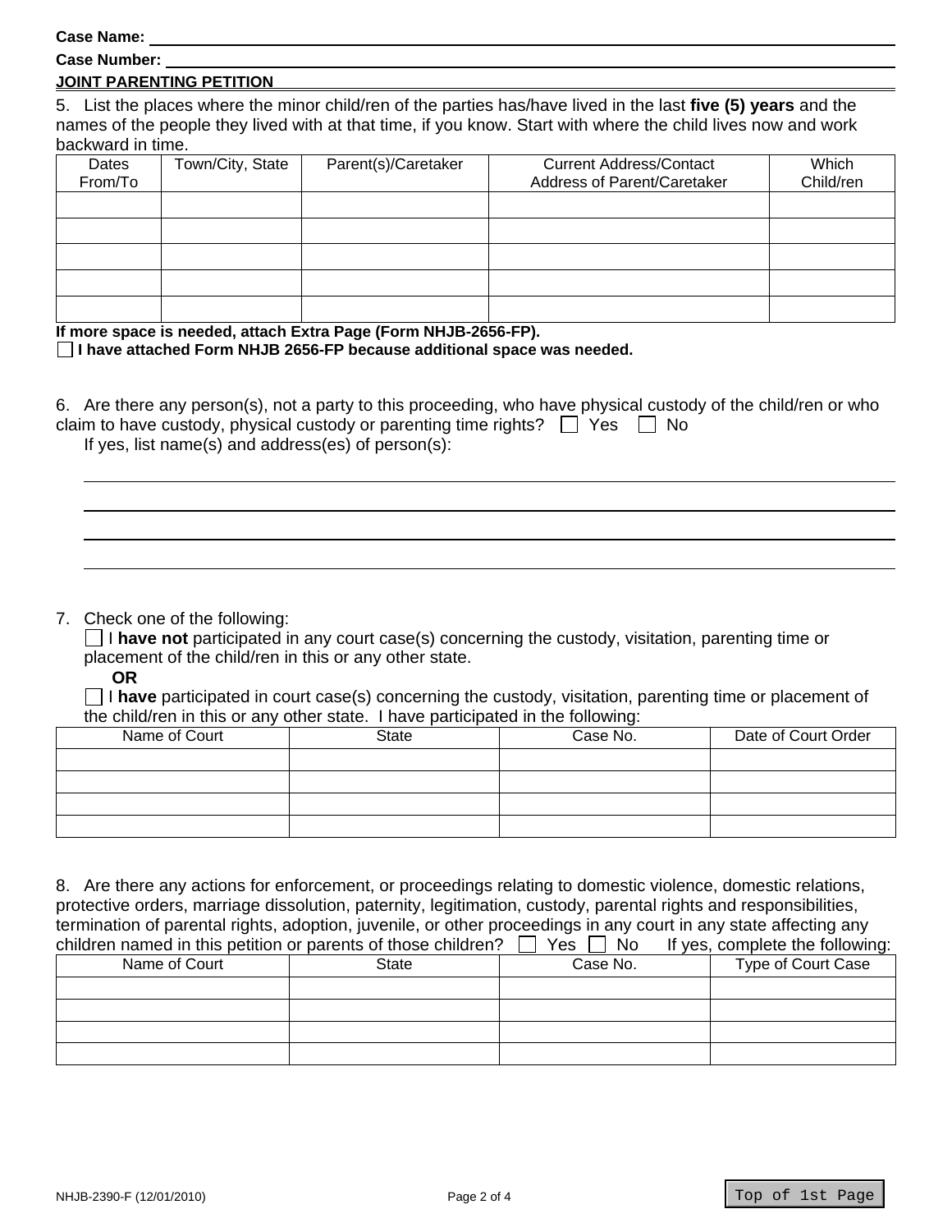**Case Name:** ______________________________

**Case Number:** ______________________________

**JOINT PARENTING PETITION**

5. List the places where the minor child/ren of the parties has/have lived in the last **five (5) years** and the names of the people they lived with at that time, if you know. Start with where the child lives now and work backward in time.

| Dates From/To | Town/City, State | Parent(s)/Caretaker | Current Address/Contact Address of Parent/Caretaker | Which Child/ren |
|---|---|---|---|---|
| | | | | |
| | | | | |
| | | | | |
| | | | | |
| | | | | |

**If more space is needed, attach Extra Page (Form NHJB-2656-FP).**

☐ **I have attached Form NHJB 2656-FP because additional space was needed.**

6. Are there any person(s), not a party to this proceeding, who have physical custody of the child/ren or who claim to have custody, physical custody or parenting time rights? ☐ Yes ☐ No

If yes, list name(s) and address(es) of person(s):

______________________________

______________________________

______________________________

______________________________

7. Check one of the following:

☐ I **have not** participated in any court case(s) concerning the custody, visitation, parenting time or placement of the child/ren in this or any other state.

**OR**

☐ I **have** participated in court case(s) concerning the custody, visitation, parenting time or placement of the child/ren in this or any other state. I have participated in the following:

| Name of Court | State | Case No. | Date of Court Order |
|---|---|---|---|
| | | | |
| | | | |
| | | | |
| | | | |

8. Are there any actions for enforcement, or proceedings relating to domestic violence, domestic relations, protective orders, marriage dissolution, paternity, legitimation, custody, parental rights and responsibilities, termination of parental rights, adoption, juvenile, or other proceedings in any court in any state affecting any children named in this petition or parents of those children? ☐ Yes ☐ No If yes, complete the following:

| Name of Court | State | Case No. | Type of Court Case |
|---|---|---|---|
| | | | |
| | | | |
| | | | |
| | | | |

NHJB-2390-F (12/01/2010)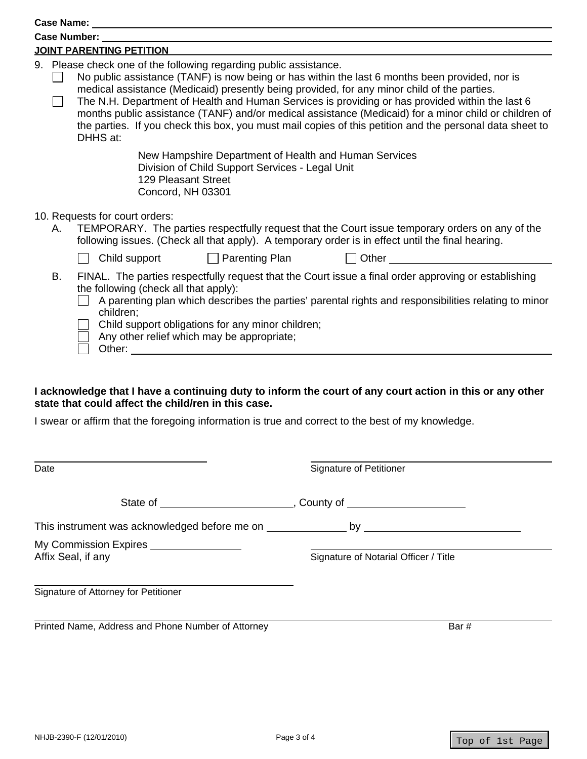Case Name: ______________________________

Case Number: ______________________________

**JOINT PARENTING PETITION**

9. Please check one of the following regarding public assistance.
   - ☐ No public assistance (TANF) is now being or has within the last 6 months been provided, nor is medical assistance (Medicaid) presently being provided, for any minor child of the parties.
   - ☐ The N.H. Department of Health and Human Services is providing or has provided within the last 6 months public assistance (TANF) and/or medical assistance (Medicaid) for a minor child or children of the parties. If you check this box, you must mail copies of this petition and the personal data sheet to DHHS at:

     New Hampshire Department of Health and Human Services
     Division of Child Support Services - Legal Unit
     129 Pleasant Street
     Concord, NH 03301

10. Requests for court orders:

    A. TEMPORARY. The parties respectfully request that the Court issue temporary orders on any of the following issues. (Check all that apply). A temporary order is in effect until the final hearing.

    ☐ Child support ☐ Parenting Plan ☐ Other ______________________________

    B. FINAL. The parties respectfully request that the Court issue a final order approving or establishing the following (check all that apply):
    - ☐ A parenting plan which describes the parties' parental rights and responsibilities relating to minor children;
    - ☐ Child support obligations for any minor children;
    - ☐ Any other relief which may be appropriate;
    - ☐ Other: ______________________________

**I acknowledge that I have a continuing duty to inform the court of any court action in this or any other state that could affect the child/ren in this case.**

I swear or affirm that the foregoing information is true and correct to the best of my knowledge.

______________________________ ______________________________
Date Signature of Petitioner

State of ______________________, County of ____________________

This instrument was acknowledged before me on ______________ by ____________________________

My Commission Expires ________________ ______________________________
Affix Seal, if any Signature of Notarial Officer / Title

______________________________
Signature of Attorney for Petitioner

______________________________
Printed Name, Address and Phone Number of Attorney Bar #

NHJB-2390-F (12/01/2010)

Top of 1st Page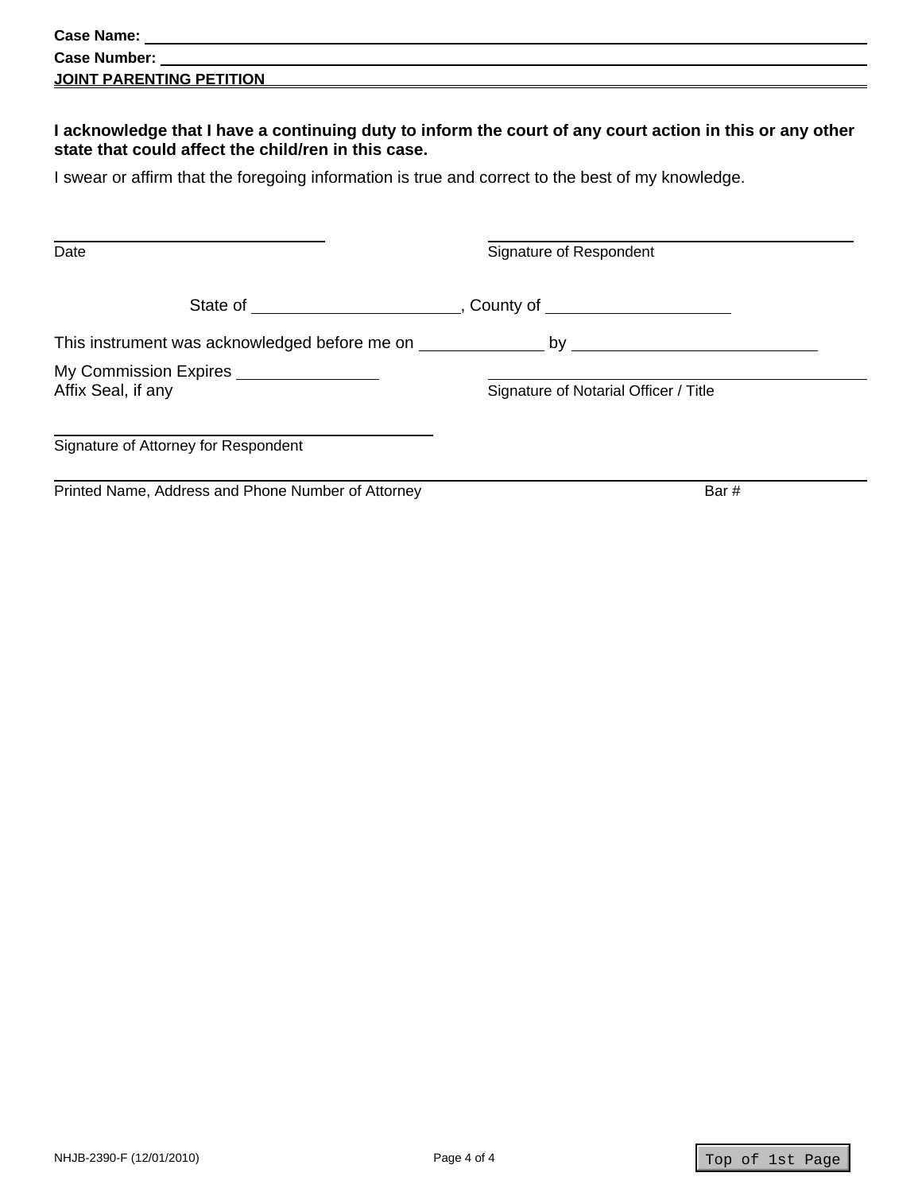Case Name: ____________________

Case Number: ____________________

JOINT PARENTING PETITION

**I acknowledge that I have a continuing duty to inform the court of any court action in this or any other state that could affect the child/ren in this case.**

I swear or affirm that the foregoing information is true and correct to the best of my knowledge.

____________________ ____________________

Date Signature of Respondent

State of ____________________, County of ____________________

This instrument was acknowledged before me on ____________ by ____________________

My Commission Expires ____________ ____________________

Affix Seal, if any Signature of Notarial Officer / Title

____________________

Signature of Attorney for Respondent

____________________

Printed Name, Address and Phone Number of Attorney Bar #

NHJB-2390-F (12/01/2010)

Top of 1st Page